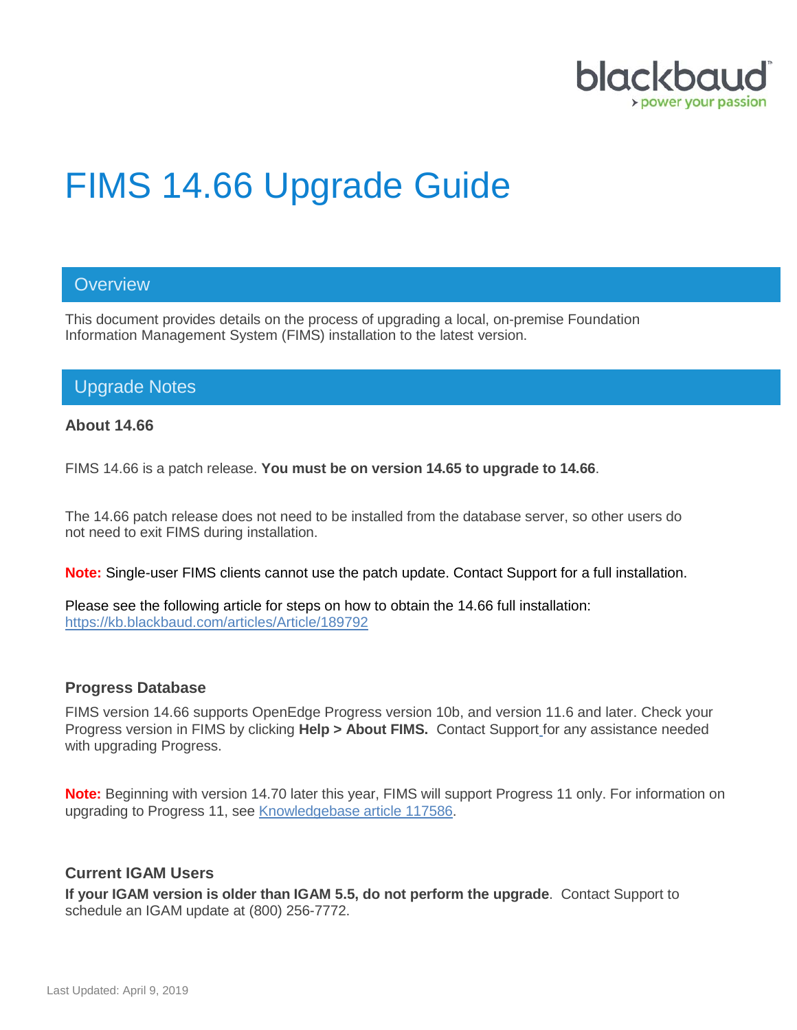# FIMS 14.66 Upgrade Guide

## Overview

This document provides details on the process of upgrading a local, on-premise Foundation Information Management System (FIMS) installation to the latest version.

## Upgrade Notes

### About 14.66

FIMS 14.66 is a patch release. **You must be on version 14.65 to upgrade to 14.66**.

The 14.66 patch release does not need to be installed from the database server, so other users do not need to exit FIMS during installation.

**Note:** Single-user FIMS clients cannot use the patch update. Contact Support for a full installation.

Please see the following article for steps on how to obtain the 14.66 full installation: https://kb.blackbaud.com/articles/Article/189792

### Progress Database

FIMS version 14.66 supports OpenEdge Progress version 10b, and version 11.6 and later. Check your Progress version in FIMS by clicking **Help > About FIMS.** Contact Support for any assistance needed with upgrading Progress.

**Note:** Beginning with version 14.70 later this year, FIMS will support Progress 11 only. For information on upgrading to Progress 11, see Knowledgebase article 117586.

### Current IGAM Users

**If your IGAM version is older than IGAM 5.5, do not perform the upgrade**. Contact Support to schedule an IGAM update at (800) 256-7772.

Last Updated: April 9, 2019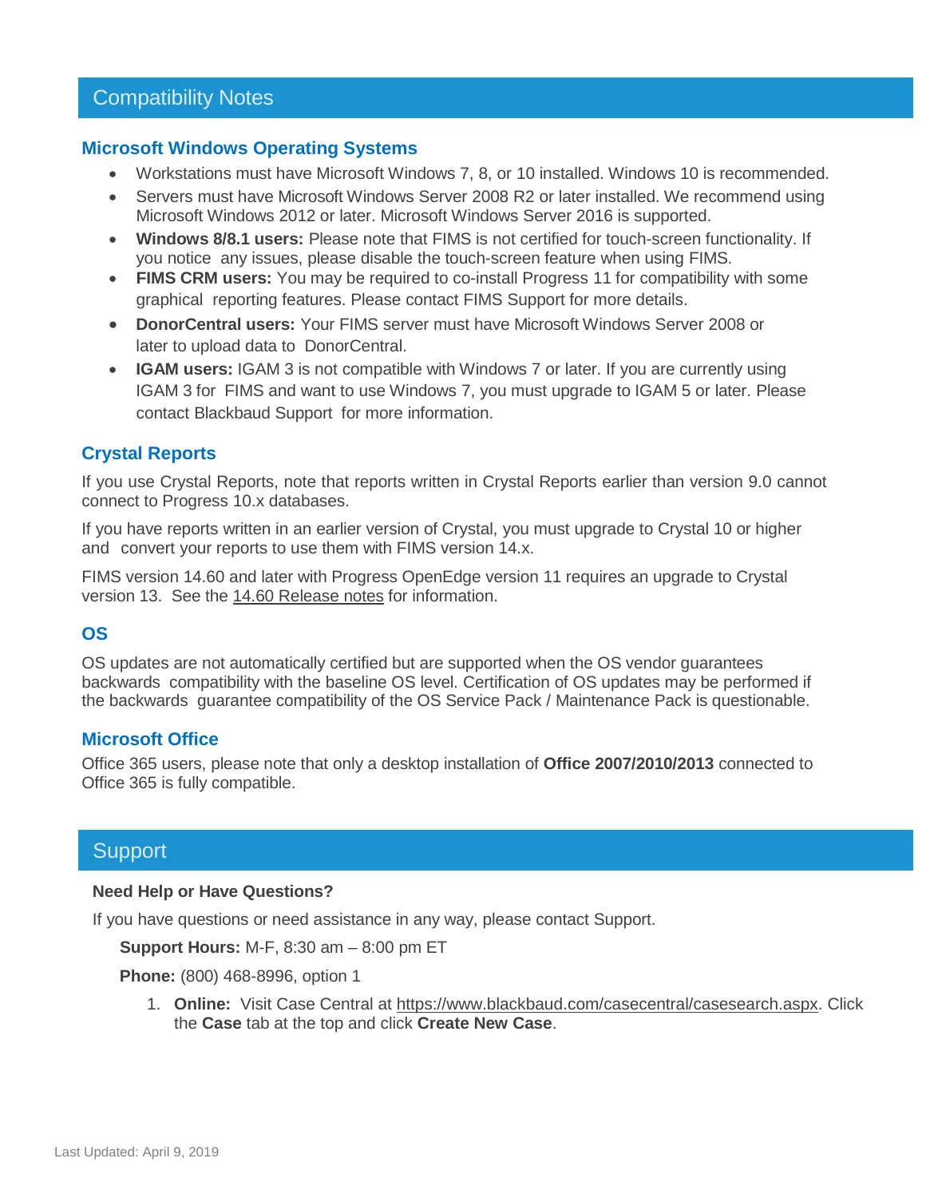## Compatibility Notes

### Microsoft Windows Operating Systems

- Workstations must have Microsoft Windows 7, 8, or 10 installed. Windows 10 is recommended.
- Servers must have Microsoft Windows Server 2008 R2 or later installed. We recommend using Microsoft Windows 2012 or later. Microsoft Windows Server 2016 is supported.
- **Windows 8/8.1 users:** Please note that FIMS is not certified for touch-screen functionality. If you notice any issues, please disable the touch-screen feature when using FIMS.
- **FIMS CRM users:** You may be required to co-install Progress 11 for compatibility with some graphical reporting features. Please contact FIMS Support for more details.
- **DonorCentral users:** Your FIMS server must have Microsoft Windows Server 2008 or later to upload data to DonorCentral.
- **IGAM users:** IGAM 3 is not compatible with Windows 7 or later. If you are currently using IGAM 3 for FIMS and want to use Windows 7, you must upgrade to IGAM 5 or later. Please contact Blackbaud Support for more information.

### Crystal Reports

If you use Crystal Reports, note that reports written in Crystal Reports earlier than version 9.0 cannot connect to Progress 10.x databases.

If you have reports written in an earlier version of Crystal, you must upgrade to Crystal 10 or higher and convert your reports to use them with FIMS version 14.x.

FIMS version 14.60 and later with Progress OpenEdge version 11 requires an upgrade to Crystal version 13. See the 14.60 Release notes for information.

### OS

OS updates are not automatically certified but are supported when the OS vendor guarantees backwards compatibility with the baseline OS level. Certification of OS updates may be performed if the backwards guarantee compatibility of the OS Service Pack / Maintenance Pack is questionable.

### Microsoft Office

Office 365 users, please note that only a desktop installation of **Office 2007/2010/2013** connected to Office 365 is fully compatible.

## Support

**Need Help or Have Questions?**

If you have questions or need assistance in any way, please contact Support.

**Support Hours:** M-F, 8:30 am – 8:00 pm ET

**Phone:** (800) 468-8996, option 1

1. **Online:** Visit Case Central at https://www.blackbaud.com/casecentral/casesearch.aspx. Click the **Case** tab at the top and click **Create New Case**.

Last Updated: April 9, 2019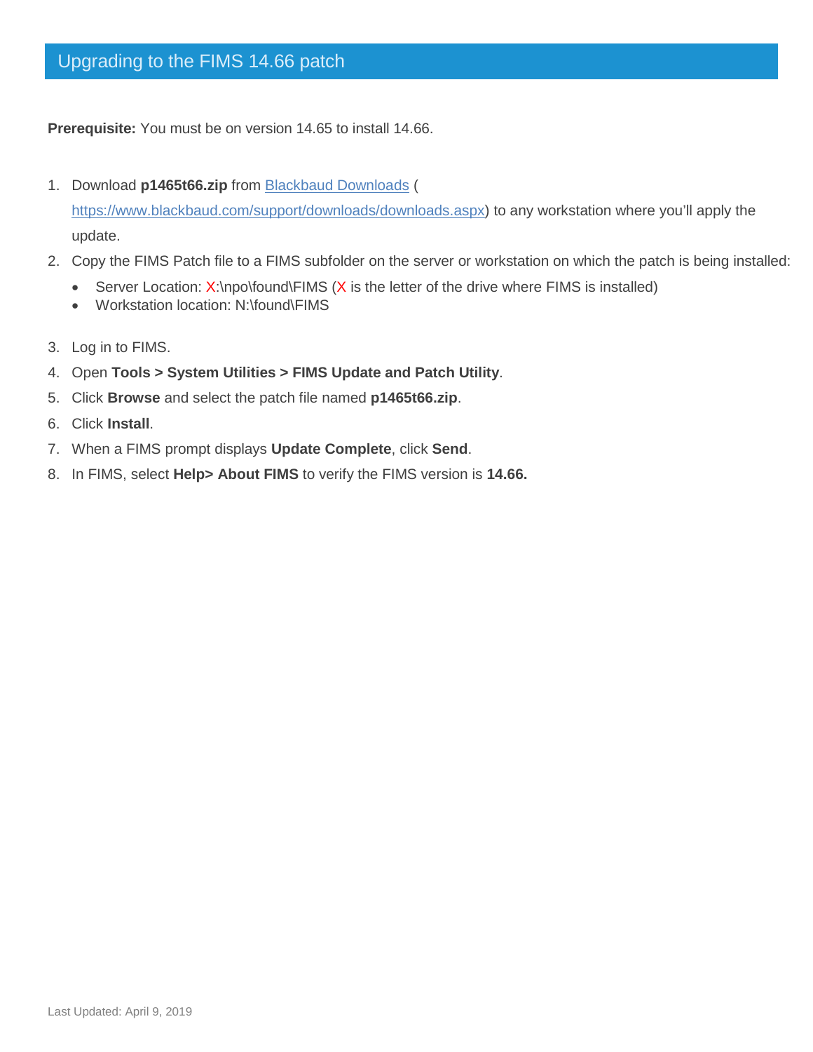# Upgrading to the FIMS 14.66 patch

**Prerequisite:** You must be on version 14.65 to install 14.66.

1. Download **p1465t66.zip** from [Blackbaud Downloads](https://www.blackbaud.com/support/downloads/downloads.aspx) ([https://www.blackbaud.com/support/downloads/downloads.aspx](https://www.blackbaud.com/support/downloads/downloads.aspx)) to any workstation where you'll apply the update.
2. Copy the FIMS Patch file to a FIMS subfolder on the server or workstation on which the patch is being installed:
   - Server Location: X:\npo\found\FIMS (X is the letter of the drive where FIMS is installed)
   - Workstation location: N:\found\FIMS
3. Log in to FIMS.
4. Open **Tools > System Utilities > FIMS Update and Patch Utility**.
5. Click **Browse** and select the patch file named **p1465t66.zip**.
6. Click **Install**.
7. When a FIMS prompt displays **Update Complete**, click **Send**.
8. In FIMS, select **Help> About FIMS** to verify the FIMS version is **14.66.**

Last Updated: April 9, 2019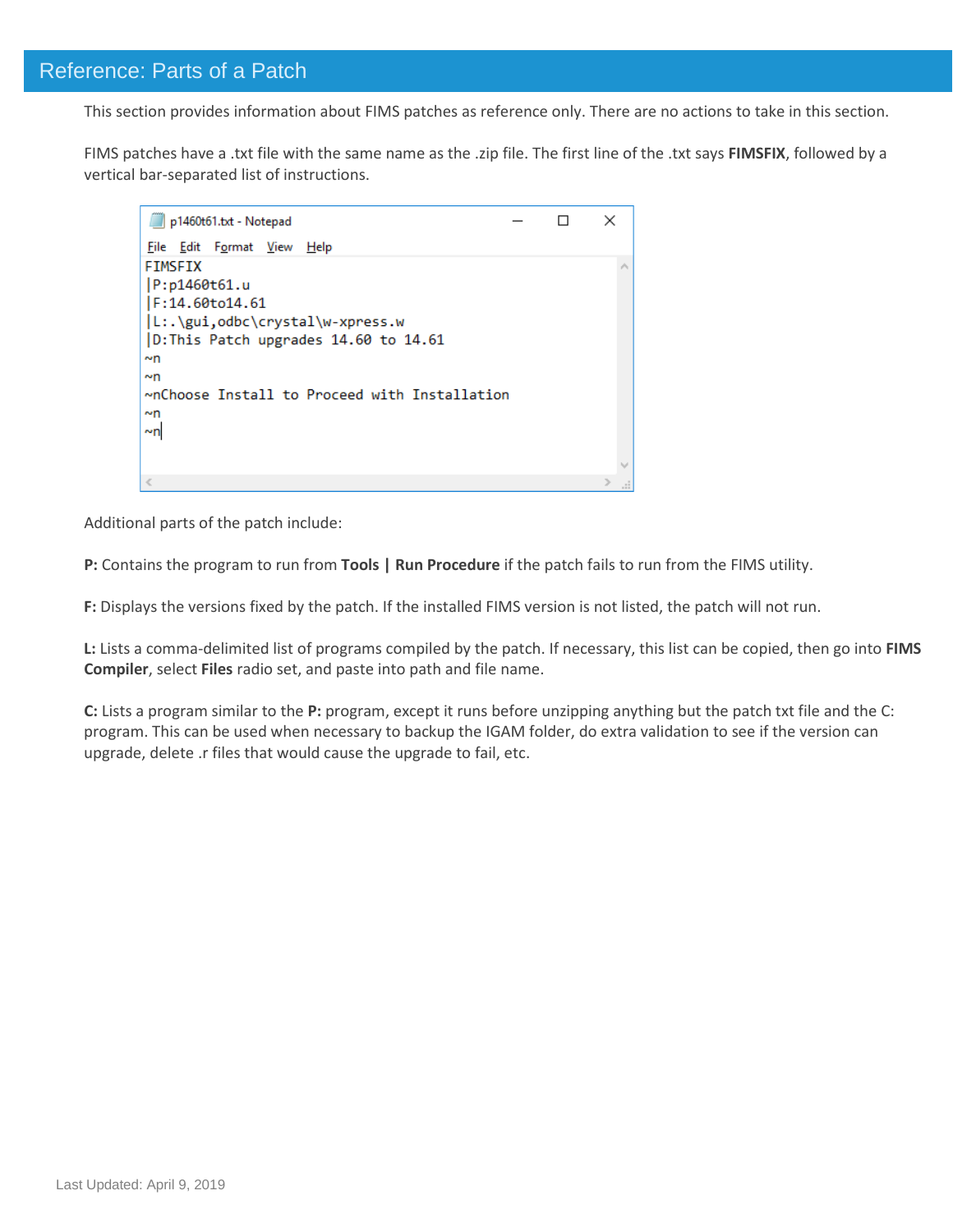## Reference: Parts of a Patch

This section provides information about FIMS patches as reference only. There are no actions to take in this section.

FIMS patches have a .txt file with the same name as the .zip file. The first line of the .txt says **FIMSFIX**, followed by a vertical bar-separated list of instructions.

```
FIMSFIX
|P:p1460t61.u
|F:14.60to14.61
|L:.\gui,odbc\crystal\w-xpress.w
|D:This Patch upgrades 14.60 to 14.61
~n
~n
~nChoose Install to Proceed with Installation
~n
~n
```

Additional parts of the patch include:

**P:** Contains the program to run from **Tools | Run Procedure** if the patch fails to run from the FIMS utility.

**F:** Displays the versions fixed by the patch. If the installed FIMS version is not listed, the patch will not run.

**L:** Lists a comma-delimited list of programs compiled by the patch. If necessary, this list can be copied, then go into **FIMS Compiler**, select **Files** radio set, and paste into path and file name.

**C:** Lists a program similar to the **P:** program, except it runs before unzipping anything but the patch txt file and the C: program. This can be used when necessary to backup the IGAM folder, do extra validation to see if the version can upgrade, delete .r files that would cause the upgrade to fail, etc.

Last Updated: April 9, 2019